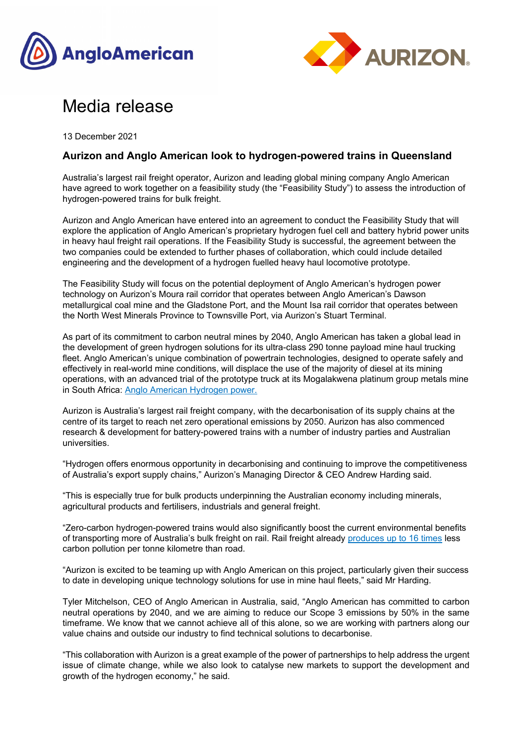# Media release

13 December 2021

## Aurizon and Anglo American look to hydrogen-powered trains in Queensland

Australia's largest rail freight operator, Aurizon and leading global mining company Anglo American have agreed to work together on a feasibility study (the "Feasibility Study") to assess the introduction of hydrogen-powered trains for bulk freight.

Aurizon and Anglo American have entered into an agreement to conduct the Feasibility Study that will explore the application of Anglo American's proprietary hydrogen fuel cell and battery hybrid power units in heavy haul freight rail operations. If the Feasibility Study is successful, the agreement between the two companies could be extended to further phases of collaboration, which could include detailed engineering and the development of a hydrogen fuelled heavy haul locomotive prototype.

The Feasibility Study will focus on the potential deployment of Anglo American's hydrogen power technology on Aurizon's Moura rail corridor that operates between Anglo American's Dawson metallurgical coal mine and the Gladstone Port, and the Mount Isa rail corridor that operates between the North West Minerals Province to Townsville Port, via Aurizon's Stuart Terminal.

As part of its commitment to carbon neutral mines by 2040, Anglo American has taken a global lead in the development of green hydrogen solutions for its ultra-class 290 tonne payload mine haul trucking fleet. Anglo American's unique combination of powertrain technologies, designed to operate safely and effectively in real-world mine conditions, will displace the use of the majority of diesel at its mining operations, with an advanced trial of the prototype truck at its Mogalakwena platinum group metals mine in South Africa: Anglo American Hydrogen power.

Aurizon is Australia's largest rail freight company, with the decarbonisation of its supply chains at the centre of its target to reach net zero operational emissions by 2050. Aurizon has also commenced research & development for battery-powered trains with a number of industry parties and Australian universities.

"Hydrogen offers enormous opportunity in decarbonising and continuing to improve the competitiveness of Australia's export supply chains," Aurizon's Managing Director & CEO Andrew Harding said.

"This is especially true for bulk products underpinning the Australian economy including minerals, agricultural products and fertilisers, industrials and general freight.

"Zero-carbon hydrogen-powered trains would also significantly boost the current environmental benefits of transporting more of Australia's bulk freight on rail. Rail freight already produces up to 16 times less carbon pollution per tonne kilometre than road.

"Aurizon is excited to be teaming up with Anglo American on this project, particularly given their success to date in developing unique technology solutions for use in mine haul fleets," said Mr Harding.

Tyler Mitchelson, CEO of Anglo American in Australia, said, "Anglo American has committed to carbon neutral operations by 2040, and we are aiming to reduce our Scope 3 emissions by 50% in the same timeframe. We know that we cannot achieve all of this alone, so we are working with partners along our value chains and outside our industry to find technical solutions to decarbonise.

"This collaboration with Aurizon is a great example of the power of partnerships to help address the urgent issue of climate change, while we also look to catalyse new markets to support the development and growth of the hydrogen economy," he said.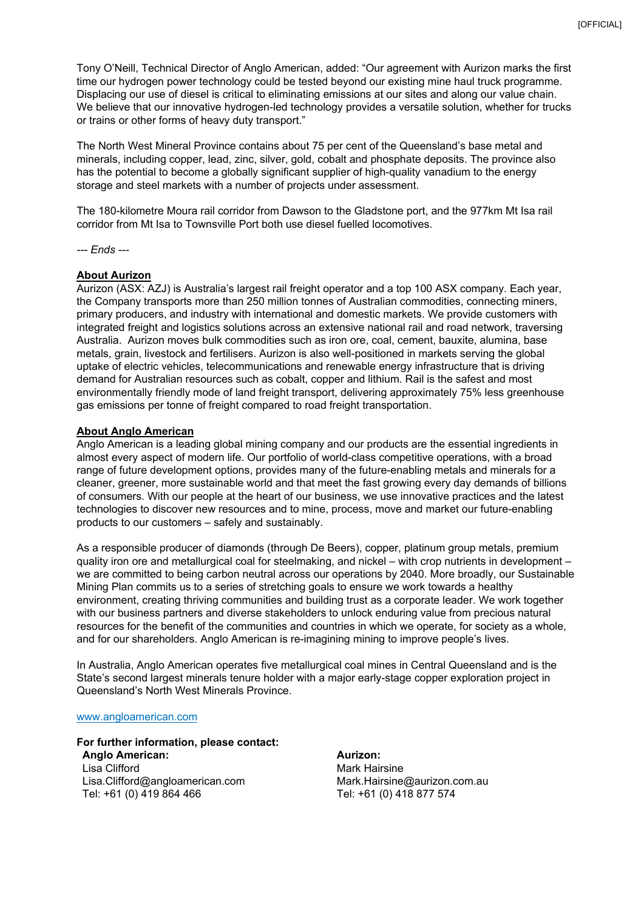Tony O'Neill, Technical Director of Anglo American, added: "Our agreement with Aurizon marks the first time our hydrogen power technology could be tested beyond our existing mine haul truck programme. Displacing our use of diesel is critical to eliminating emissions at our sites and along our value chain. We believe that our innovative hydrogen-led technology provides a versatile solution, whether for trucks or trains or other forms of heavy duty transport."

The North West Mineral Province contains about 75 per cent of the Queensland's base metal and minerals, including copper, lead, zinc, silver, gold, cobalt and phosphate deposits. The province also has the potential to become a globally significant supplier of high-quality vanadium to the energy storage and steel markets with a number of projects under assessment.

The 180-kilometre Moura rail corridor from Dawson to the Gladstone port, and the 977km Mt Isa rail corridor from Mt Isa to Townsville Port both use diesel fuelled locomotives.

*--- Ends ---*

**About Aurizon**

Aurizon (ASX: AZJ) is Australia's largest rail freight operator and a top 100 ASX company. Each year, the Company transports more than 250 million tonnes of Australian commodities, connecting miners, primary producers, and industry with international and domestic markets. We provide customers with integrated freight and logistics solutions across an extensive national rail and road network, traversing Australia. Aurizon moves bulk commodities such as iron ore, coal, cement, bauxite, alumina, base metals, grain, livestock and fertilisers. Aurizon is also well-positioned in markets serving the global uptake of electric vehicles, telecommunications and renewable energy infrastructure that is driving demand for Australian resources such as cobalt, copper and lithium. Rail is the safest and most environmentally friendly mode of land freight transport, delivering approximately 75% less greenhouse gas emissions per tonne of freight compared to road freight transportation.

**About Anglo American**

Anglo American is a leading global mining company and our products are the essential ingredients in almost every aspect of modern life. Our portfolio of world-class competitive operations, with a broad range of future development options, provides many of the future-enabling metals and minerals for a cleaner, greener, more sustainable world and that meet the fast growing every day demands of billions of consumers. With our people at the heart of our business, we use innovative practices and the latest technologies to discover new resources and to mine, process, move and market our future-enabling products to our customers – safely and sustainably.

As a responsible producer of diamonds (through De Beers), copper, platinum group metals, premium quality iron ore and metallurgical coal for steelmaking, and nickel – with crop nutrients in development – we are committed to being carbon neutral across our operations by 2040. More broadly, our Sustainable Mining Plan commits us to a series of stretching goals to ensure we work towards a healthy environment, creating thriving communities and building trust as a corporate leader. We work together with our business partners and diverse stakeholders to unlock enduring value from precious natural resources for the benefit of the communities and countries in which we operate, for society as a whole, and for our shareholders. Anglo American is re-imagining mining to improve people's lives.

In Australia, Anglo American operates five metallurgical coal mines in Central Queensland and is the State's second largest minerals tenure holder with a major early-stage copper exploration project in Queensland's North West Minerals Province.

www.angloamerican.com

**For further information, please contact:**

**Anglo American:**
Lisa Clifford
Lisa.Clifford@angloamerican.com
Tel: +61 (0) 419 864 466

**Aurizon:**
Mark Hairsine
Mark.Hairsine@aurizon.com.au
Tel: +61 (0) 418 877 574